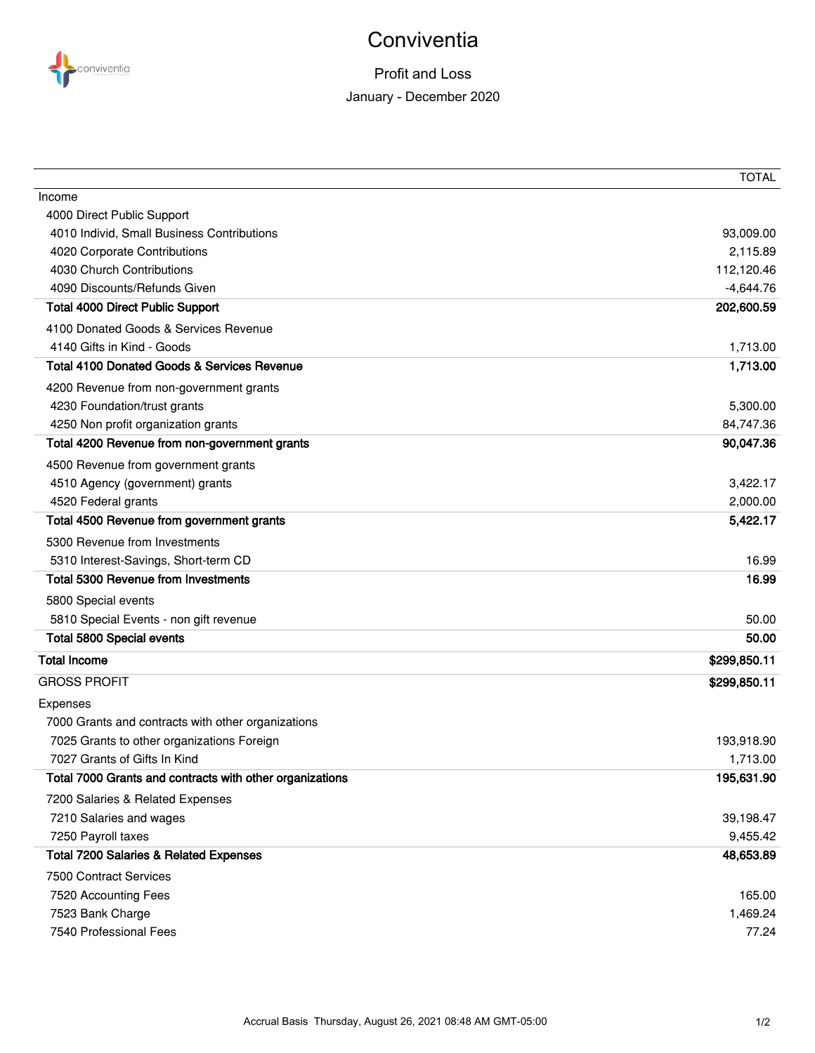# Conviventia

## Profit and Loss

### January - December 2020

| | TOTAL |
|---|---|
| Income | |
| 4000 Direct Public Support | |
| 4010 Individ, Small Business Contributions | 93,009.00 |
| 4020 Corporate Contributions | 2,115.89 |
| 4030 Church Contributions | 112,120.46 |
| 4090 Discounts/Refunds Given | -4,644.76 |
| **Total 4000 Direct Public Support** | **202,600.59** |
| 4100 Donated Goods & Services Revenue | |
| 4140 Gifts in Kind - Goods | 1,713.00 |
| **Total 4100 Donated Goods & Services Revenue** | **1,713.00** |
| 4200 Revenue from non-government grants | |
| 4230 Foundation/trust grants | 5,300.00 |
| 4250 Non profit organization grants | 84,747.36 |
| **Total 4200 Revenue from non-government grants** | **90,047.36** |
| 4500 Revenue from government grants | |
| 4510 Agency (government) grants | 3,422.17 |
| 4520 Federal grants | 2,000.00 |
| **Total 4500 Revenue from government grants** | **5,422.17** |
| 5300 Revenue from Investments | |
| 5310 Interest-Savings, Short-term CD | 16.99 |
| **Total 5300 Revenue from Investments** | **16.99** |
| 5800 Special events | |
| 5810 Special Events - non gift revenue | 50.00 |
| **Total 5800 Special events** | **50.00** |
| **Total Income** | **$299,850.11** |
| GROSS PROFIT | **$299,850.11** |
| Expenses | |
| 7000 Grants and contracts with other organizations | |
| 7025 Grants to other organizations Foreign | 193,918.90 |
| 7027 Grants of Gifts In Kind | 1,713.00 |
| **Total 7000 Grants and contracts with other organizations** | **195,631.90** |
| 7200 Salaries & Related Expenses | |
| 7210 Salaries and wages | 39,198.47 |
| 7250 Payroll taxes | 9,455.42 |
| **Total 7200 Salaries & Related Expenses** | **48,653.89** |
| 7500 Contract Services | |
| 7520 Accounting Fees | 165.00 |
| 7523 Bank Charge | 1,469.24 |
| 7540 Professional Fees | 77.24 |

Accrual Basis Thursday, August 26, 2021 08:48 AM GMT-05:00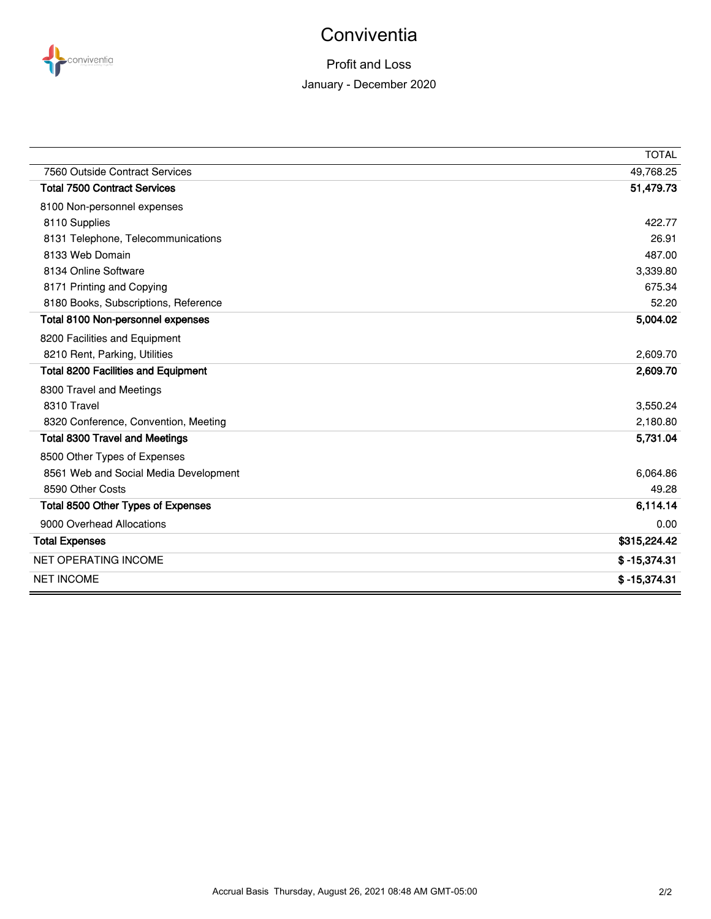# Conviventia

## Profit and Loss

January - December 2020

| | TOTAL |
|---|---|
| 7560 Outside Contract Services | 49,768.25 |
| **Total 7500 Contract Services** | **51,479.73** |
| 8100 Non-personnel expenses | |
| 8110 Supplies | 422.77 |
| 8131 Telephone, Telecommunications | 26.91 |
| 8133 Web Domain | 487.00 |
| 8134 Online Software | 3,339.80 |
| 8171 Printing and Copying | 675.34 |
| 8180 Books, Subscriptions, Reference | 52.20 |
| **Total 8100 Non-personnel expenses** | **5,004.02** |
| 8200 Facilities and Equipment | |
| 8210 Rent, Parking, Utilities | 2,609.70 |
| **Total 8200 Facilities and Equipment** | **2,609.70** |
| 8300 Travel and Meetings | |
| 8310 Travel | 3,550.24 |
| 8320 Conference, Convention, Meeting | 2,180.80 |
| **Total 8300 Travel and Meetings** | **5,731.04** |
| 8500 Other Types of Expenses | |
| 8561 Web and Social Media Development | 6,064.86 |
| 8590 Other Costs | 49.28 |
| **Total 8500 Other Types of Expenses** | **6,114.14** |
| 9000 Overhead Allocations | 0.00 |
| **Total Expenses** | **$315,224.42** |
| NET OPERATING INCOME | **$ -15,374.31** |
| NET INCOME | **$ -15,374.31** |

Accrual Basis Thursday, August 26, 2021 08:48 AM GMT-05:00